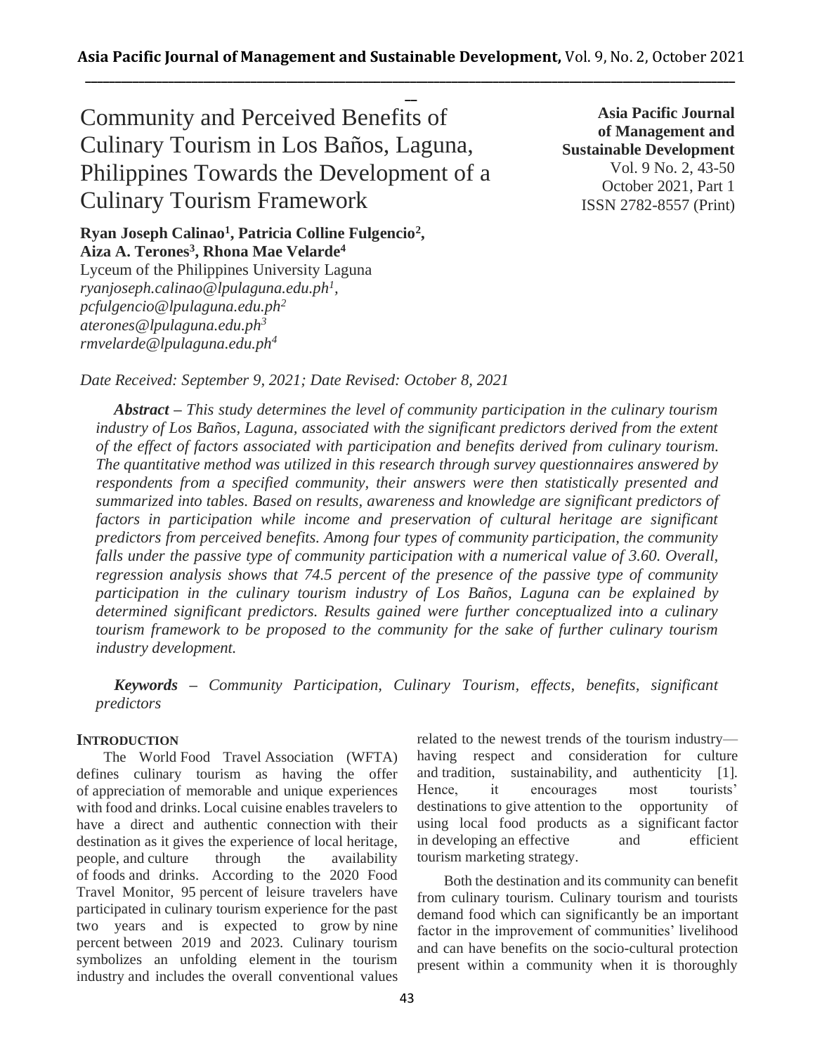# Community and Perceived Benefits of Culinary Tourism in Los Baños, Laguna, Philippines Towards the Development of a Culinary Tourism Framework

**Asia Pacific Journal of Management and Sustainable Development**
Vol. 9 No. 2, 43-50
October 2021, Part 1
ISSN 2782-8557 (Print)

**Ryan Joseph Calinao[1], Patricia Colline Fulgencio[2], Aiza A. Terones[3], Rhona Mae Velarde[4]**
Lyceum of the Philippines University Laguna
*ryanjoseph.calinao@lpulaguna.edu.ph[1], pcfulgencio@lpulaguna.edu.ph[2] aterones@lpulaguna.edu.ph[3] rmvelarde@lpulaguna.edu.ph[4]*

*Date Received: September 9, 2021; Date Revised: October 8, 2021*

***Abstract** – This study determines the level of community participation in the culinary tourism industry of Los Baños, Laguna, associated with the significant predictors derived from the extent of the effect of factors associated with participation and benefits derived from culinary tourism. The quantitative method was utilized in this research through survey questionnaires answered by respondents from a specified community, their answers were then statistically presented and summarized into tables. Based on results, awareness and knowledge are significant predictors of factors in participation while income and preservation of cultural heritage are significant predictors from perceived benefits. Among four types of community participation, the community falls under the passive type of community participation with a numerical value of 3.60. Overall, regression analysis shows that 74.5 percent of the presence of the passive type of community participation in the culinary tourism industry of Los Baños, Laguna can be explained by determined significant predictors. Results gained were further conceptualized into a culinary tourism framework to be proposed to the community for the sake of further culinary tourism industry development.*

***Keywords** – Community Participation, Culinary Tourism, effects, benefits, significant predictors*

## INTRODUCTION

The World Food Travel Association (WFTA) defines culinary tourism as having the offer of appreciation of memorable and unique experiences with food and drinks. Local cuisine enables travelers to have a direct and authentic connection with their destination as it gives the experience of local heritage, people, and culture through the availability of foods and drinks. According to the 2020 Food Travel Monitor, 95 percent of leisure travelers have participated in culinary tourism experience for the past two years and is expected to grow by nine percent between 2019 and 2023. Culinary tourism symbolizes an unfolding element in the tourism industry and includes the overall conventional values related to the newest trends of the tourism industry—having respect and consideration for culture and tradition, sustainability, and authenticity [1]. Hence, it encourages most tourists' destinations to give attention to the opportunity of using local food products as a significant factor in developing an effective and efficient tourism marketing strategy.

Both the destination and its community can benefit from culinary tourism. Culinary tourism and tourists demand food which can significantly be an important factor in the improvement of communities' livelihood and can have benefits on the socio-cultural protection present within a community when it is thoroughly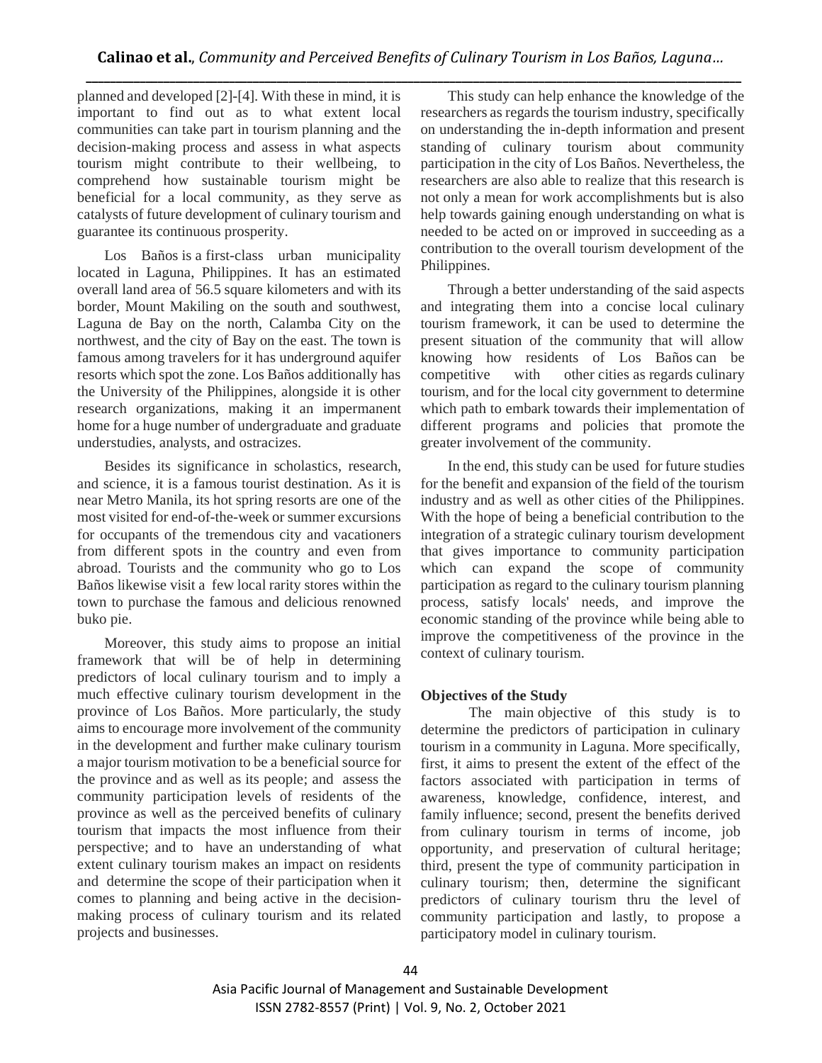planned and developed [2]-[4]. With these in mind, it is important to find out as to what extent local communities can take part in tourism planning and the decision-making process and assess in what aspects tourism might contribute to their wellbeing, to comprehend how sustainable tourism might be beneficial for a local community, as they serve as catalysts of future development of culinary tourism and guarantee its continuous prosperity.

Los Baños is a first-class urban municipality located in Laguna, Philippines. It has an estimated overall land area of 56.5 square kilometers and with its border, Mount Makiling on the south and southwest, Laguna de Bay on the north, Calamba City on the northwest, and the city of Bay on the east. The town is famous among travelers for it has underground aquifer resorts which spot the zone. Los Baños additionally has the University of the Philippines, alongside it is other research organizations, making it an impermanent home for a huge number of undergraduate and graduate understudies, analysts, and ostracizes.

Besides its significance in scholastics, research, and science, it is a famous tourist destination. As it is near Metro Manila, its hot spring resorts are one of the most visited for end-of-the-week or summer excursions for occupants of the tremendous city and vacationers from different spots in the country and even from abroad. Tourists and the community who go to Los Baños likewise visit a few local rarity stores within the town to purchase the famous and delicious renowned buko pie.

Moreover, this study aims to propose an initial framework that will be of help in determining predictors of local culinary tourism and to imply a much effective culinary tourism development in the province of Los Baños. More particularly, the study aims to encourage more involvement of the community in the development and further make culinary tourism a major tourism motivation to be a beneficial source for the province and as well as its people; and assess the community participation levels of residents of the province as well as the perceived benefits of culinary tourism that impacts the most influence from their perspective; and to have an understanding of what extent culinary tourism makes an impact on residents and determine the scope of their participation when it comes to planning and being active in the decision-making process of culinary tourism and its related projects and businesses.

This study can help enhance the knowledge of the researchers as regards the tourism industry, specifically on understanding the in-depth information and present standing of culinary tourism about community participation in the city of Los Baños. Nevertheless, the researchers are also able to realize that this research is not only a mean for work accomplishments but is also help towards gaining enough understanding on what is needed to be acted on or improved in succeeding as a contribution to the overall tourism development of the Philippines.

Through a better understanding of the said aspects and integrating them into a concise local culinary tourism framework, it can be used to determine the present situation of the community that will allow knowing how residents of Los Baños can be competitive with other cities as regards culinary tourism, and for the local city government to determine which path to embark towards their implementation of different programs and policies that promote the greater involvement of the community.

In the end, this study can be used for future studies for the benefit and expansion of the field of the tourism industry and as well as other cities of the Philippines. With the hope of being a beneficial contribution to the integration of a strategic culinary tourism development that gives importance to community participation which can expand the scope of community participation as regard to the culinary tourism planning process, satisfy locals' needs, and improve the economic standing of the province while being able to improve the competitiveness of the province in the context of culinary tourism.

**Objectives of the Study**

The main objective of this study is to determine the predictors of participation in culinary tourism in a community in Laguna. More specifically, first, it aims to present the extent of the effect of the factors associated with participation in terms of awareness, knowledge, confidence, interest, and family influence; second, present the benefits derived from culinary tourism in terms of income, job opportunity, and preservation of cultural heritage; third, present the type of community participation in culinary tourism; then, determine the significant predictors of culinary tourism thru the level of community participation and lastly, to propose a participatory model in culinary tourism.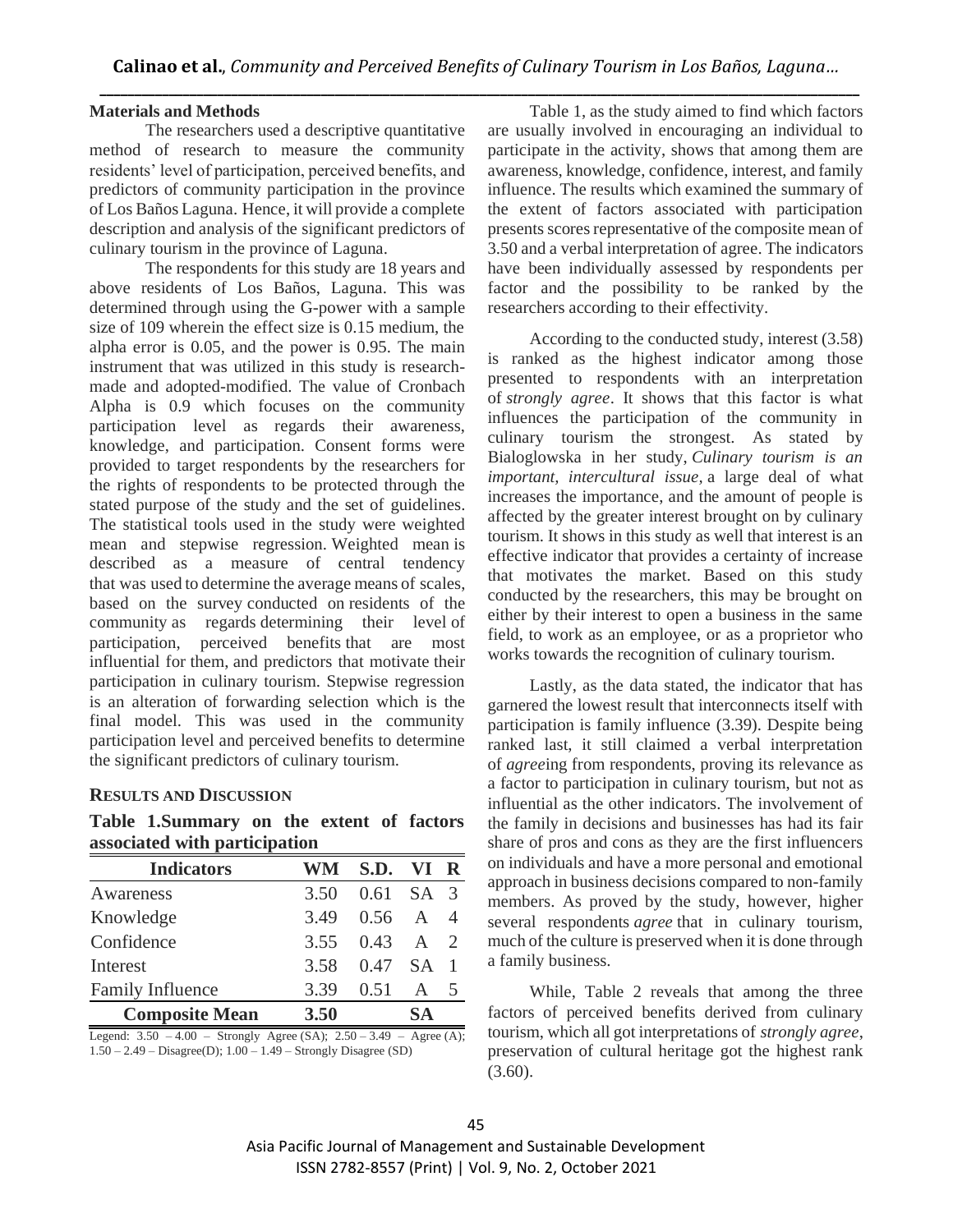## Materials and Methods

The researchers used a descriptive quantitative method of research to measure the community residents' level of participation, perceived benefits, and predictors of community participation in the province of Los Baños Laguna. Hence, it will provide a complete description and analysis of the significant predictors of culinary tourism in the province of Laguna.

The respondents for this study are 18 years and above residents of Los Baños, Laguna. This was determined through using the G-power with a sample size of 109 wherein the effect size is 0.15 medium, the alpha error is 0.05, and the power is 0.95. The main instrument that was utilized in this study is research-made and adopted-modified. The value of Cronbach Alpha is 0.9 which focuses on the community participation level as regards their awareness, knowledge, and participation. Consent forms were provided to target respondents by the researchers for the rights of respondents to be protected through the stated purpose of the study and the set of guidelines. The statistical tools used in the study were weighted mean and stepwise regression. Weighted mean is described as a measure of central tendency that was used to determine the average means of scales, based on the survey conducted on residents of the community as regards determining their level of participation, perceived benefits that are most influential for them, and predictors that motivate their participation in culinary tourism. Stepwise regression is an alteration of forwarding selection which is the final model. This was used in the community participation level and perceived benefits to determine the significant predictors of culinary tourism.

## RESULTS AND DISCUSSION

**Table 1.Summary on the extent of factors associated with participation**

| Indicators | WM | S.D. | VI | R |
|---|---|---|---|---|
| Awareness | 3.50 | 0.61 | SA | 3 |
| Knowledge | 3.49 | 0.56 | A | 4 |
| Confidence | 3.55 | 0.43 | A | 2 |
| Interest | 3.58 | 0.47 | SA | 1 |
| Family Influence | 3.39 | 0.51 | A | 5 |
| **Composite Mean** | **3.50** | | **SA** | |

Legend: 3.50 – 4.00 – Strongly Agree (SA); 2.50 – 3.49 – Agree (A); 1.50 – 2.49 – Disagree(D); 1.00 – 1.49 – Strongly Disagree (SD)

Table 1, as the study aimed to find which factors are usually involved in encouraging an individual to participate in the activity, shows that among them are awareness, knowledge, confidence, interest, and family influence. The results which examined the summary of the extent of factors associated with participation presents scores representative of the composite mean of 3.50 and a verbal interpretation of agree. The indicators have been individually assessed by respondents per factor and the possibility to be ranked by the researchers according to their effectivity.

According to the conducted study, interest (3.58) is ranked as the highest indicator among those presented to respondents with an interpretation of *strongly agree*. It shows that this factor is what influences the participation of the community in culinary tourism the strongest. As stated by Bialoglowska in her study, *Culinary tourism is an important, intercultural issue,* a large deal of what increases the importance, and the amount of people is affected by the greater interest brought on by culinary tourism. It shows in this study as well that interest is an effective indicator that provides a certainty of increase that motivates the market. Based on this study conducted by the researchers, this may be brought on either by their interest to open a business in the same field, to work as an employee, or as a proprietor who works towards the recognition of culinary tourism.

Lastly, as the data stated, the indicator that has garnered the lowest result that interconnects itself with participation is family influence (3.39). Despite being ranked last, it still claimed a verbal interpretation of *agree*ing from respondents, proving its relevance as a factor to participation in culinary tourism, but not as influential as the other indicators. The involvement of the family in decisions and businesses has had its fair share of pros and cons as they are the first influencers on individuals and have a more personal and emotional approach in business decisions compared to non-family members. As proved by the study, however, higher several respondents *agree* that in culinary tourism, much of the culture is preserved when it is done through a family business.

While, Table 2 reveals that among the three factors of perceived benefits derived from culinary tourism, which all got interpretations of *strongly agree*, preservation of cultural heritage got the highest rank (3.60).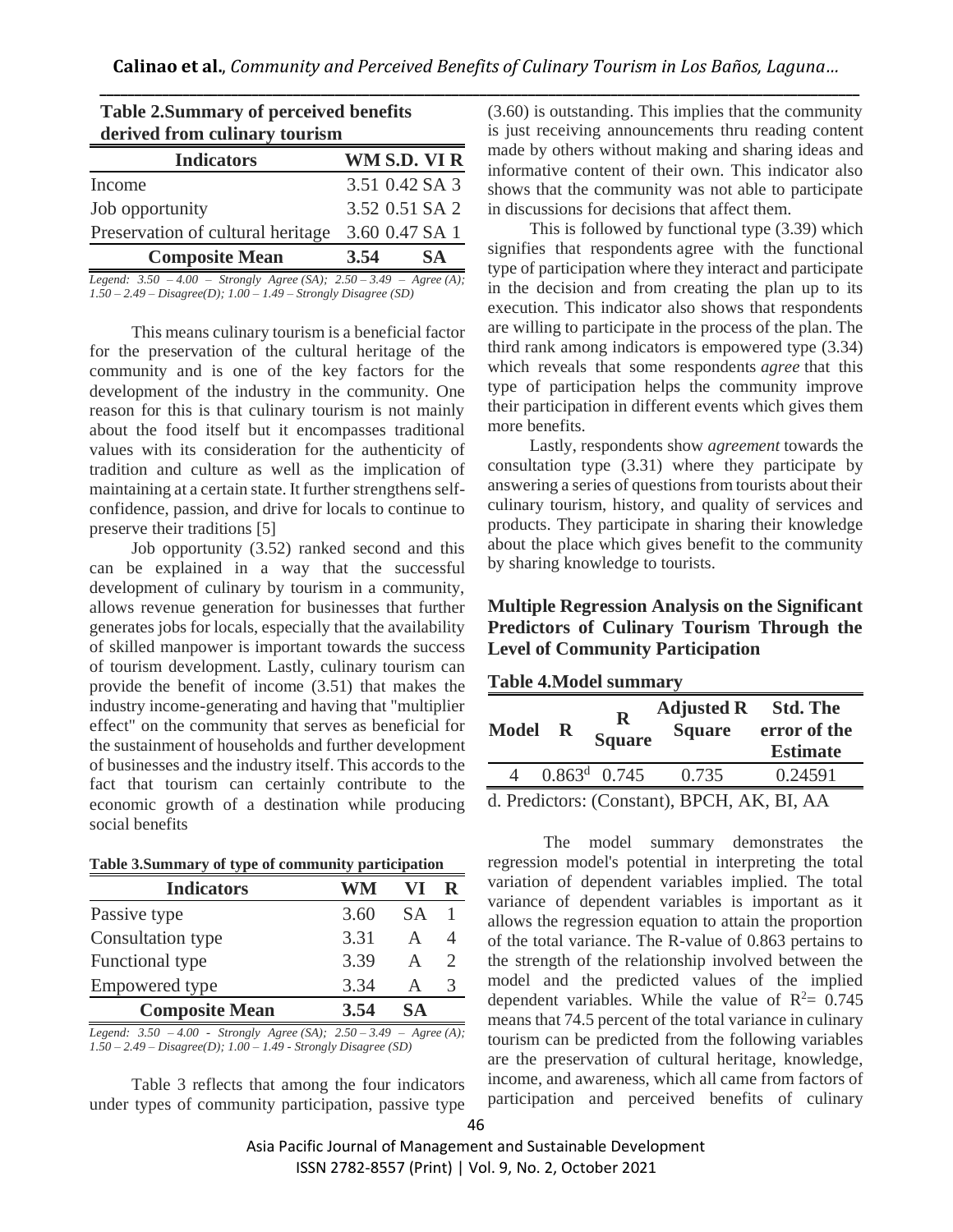**Table 2.Summary of perceived benefits derived from culinary tourism**

| Indicators | WM | S.D. | VI | R |
|---|---|---|---|---|
| Income | 3.51 | 0.42 | SA | 3 |
| Job opportunity | 3.52 | 0.51 | SA | 2 |
| Preservation of cultural heritage | 3.60 | 0.47 | SA | 1 |
| **Composite Mean** | **3.54** | | **SA** | |

*Legend: 3.50 – 4.00 – Strongly Agree (SA); 2.50 – 3.49 – Agree (A); 1.50 – 2.49 – Disagree(D); 1.00 – 1.49 – Strongly Disagree (SD)*

This means culinary tourism is a beneficial factor for the preservation of the cultural heritage of the community and is one of the key factors for the development of the industry in the community. One reason for this is that culinary tourism is not mainly about the food itself but it encompasses traditional values with its consideration for the authenticity of tradition and culture as well as the implication of maintaining at a certain state. It further strengthens self-confidence, passion, and drive for locals to continue to preserve their traditions [5]

Job opportunity (3.52) ranked second and this can be explained in a way that the successful development of culinary by tourism in a community, allows revenue generation for businesses that further generates jobs for locals, especially that the availability of skilled manpower is important towards the success of tourism development. Lastly, culinary tourism can provide the benefit of income (3.51) that makes the industry income-generating and having that "multiplier effect" on the community that serves as beneficial for the sustainment of households and further development of businesses and the industry itself. This accords to the fact that tourism can certainly contribute to the economic growth of a destination while producing social benefits

**Table 3.Summary of type of community participation**

| Indicators | WM | VI | R |
|---|---|---|---|
| Passive type | 3.60 | SA | 1 |
| Consultation type | 3.31 | A | 4 |
| Functional type | 3.39 | A | 2 |
| Empowered type | 3.34 | A | 3 |
| **Composite Mean** | **3.54** | **SA** | |

*Legend: 3.50 – 4.00 - Strongly Agree (SA); 2.50 – 3.49 – Agree (A); 1.50 – 2.49 – Disagree(D); 1.00 – 1.49 - Strongly Disagree (SD)*

Table 3 reflects that among the four indicators under types of community participation, passive type (3.60) is outstanding. This implies that the community is just receiving announcements thru reading content made by others without making and sharing ideas and informative content of their own. This indicator also shows that the community was not able to participate in discussions for decisions that affect them.

This is followed by functional type (3.39) which signifies that respondents agree with the functional type of participation where they interact and participate in the decision and from creating the plan up to its execution. This indicator also shows that respondents are willing to participate in the process of the plan. The third rank among indicators is empowered type (3.34) which reveals that some respondents *agree* that this type of participation helps the community improve their participation in different events which gives them more benefits.

Lastly, respondents show *agreement* towards the consultation type (3.31) where they participate by answering a series of questions from tourists about their culinary tourism, history, and quality of services and products. They participate in sharing their knowledge about the place which gives benefit to the community by sharing knowledge to tourists.

## Multiple Regression Analysis on the Significant Predictors of Culinary Tourism Through the Level of Community Participation

**Table 4.Model summary**

| Model | R | R Square | Adjusted R Square | Std. The error of the Estimate |
|---|---|---|---|---|
| 4 | 0.863[d] | 0.745 | 0.735 | 0.24591 |

d. Predictors: (Constant), BPCH, AK, BI, AA

The model summary demonstrates the regression model's potential in interpreting the total variation of dependent variables implied. The total variance of dependent variables is important as it allows the regression equation to attain the proportion of the total variance. The R-value of 0.863 pertains to the strength of the relationship involved between the model and the predicted values of the implied dependent variables. While the value of $R^2 = 0.745$ means that 74.5 percent of the total variance in culinary tourism can be predicted from the following variables are the preservation of cultural heritage, knowledge, income, and awareness, which all came from factors of participation and perceived benefits of culinary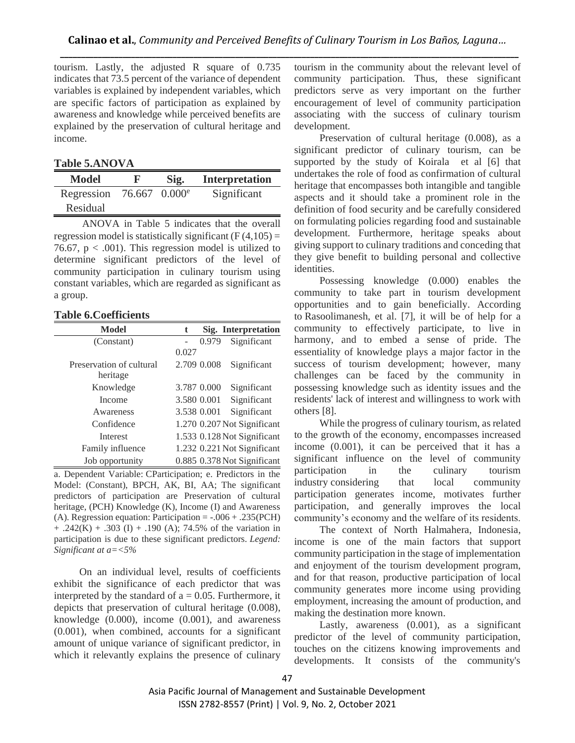tourism. Lastly, the adjusted R square of 0.735 indicates that 73.5 percent of the variance of dependent variables is explained by independent variables, which are specific factors of participation as explained by awareness and knowledge while perceived benefits are explained by the preservation of cultural heritage and income.

**Table 5.ANOVA**

| Model | F | Sig. | Interpretation |
|---|---|---|---|
| Regression | 76.667 | 0.000$^{e}$ | Significant |
| Residual | | | |

ANOVA in Table 5 indicates that the overall regression model is statistically significant ($F(4,105) = 76.67$, $p < .001$). This regression model is utilized to determine significant predictors of the level of community participation in culinary tourism using constant variables, which are regarded as significant as a group.

**Table 6.Coefficients**

| Model | t | Sig. | Interpretation |
|---|---|---|---|
| (Constant) | -0.027 | 0.979 | Significant |
| Preservation of cultural heritage | 2.709 | 0.008 | Significant |
| Knowledge | 3.787 | 0.000 | Significant |
| Income | 3.580 | 0.001 | Significant |
| Awareness | 3.538 | 0.001 | Significant |
| Confidence | 1.270 | 0.207 | Not Significant |
| Interest | 1.533 | 0.128 | Not Significant |
| Family influence | 1.232 | 0.221 | Not Significant |
| Job opportunity | 0.885 | 0.378 | Not Significant |

a. Dependent Variable: CParticipation; e. Predictors in the Model: (Constant), BPCH, AK, BI, AA; The significant predictors of participation are Preservation of cultural heritage, (PCH) Knowledge (K), Income (I) and Awareness (A). Regression equation: Participation = -.006 + .235(PCH) + .242(K) + .303 (I) + .190 (A); 74.5% of the variation in participation is due to these significant predictors. *Legend: Significant at a=<5%*

On an individual level, results of coefficients exhibit the significance of each predictor that was interpreted by the standard of a = 0.05. Furthermore, it depicts that preservation of cultural heritage (0.008), knowledge (0.000), income (0.001), and awareness (0.001), when combined, accounts for a significant amount of unique variance of significant predictor, in which it relevantly explains the presence of culinary tourism in the community about the relevant level of community participation. Thus, these significant predictors serve as very important on the further encouragement of level of community participation associating with the success of culinary tourism development.

Preservation of cultural heritage (0.008), as a significant predictor of culinary tourism, can be supported by the study of Koirala et al [6] that undertakes the role of food as confirmation of cultural heritage that encompasses both intangible and tangible aspects and it should take a prominent role in the definition of food security and be carefully considered on formulating policies regarding food and sustainable development. Furthermore, heritage speaks about giving support to culinary traditions and conceding that they give benefit to building personal and collective identities.

Possessing knowledge (0.000) enables the community to take part in tourism development opportunities and to gain beneficially. According to Rasoolimanesh, et al. [7], it will be of help for a community to effectively participate, to live in harmony, and to embed a sense of pride. The essentiality of knowledge plays a major factor in the success of tourism development; however, many challenges can be faced by the community in possessing knowledge such as identity issues and the residents' lack of interest and willingness to work with others [8].

While the progress of culinary tourism, as related to the growth of the economy, encompasses increased income (0.001), it can be perceived that it has a significant influence on the level of community participation in the culinary tourism industry considering that local community participation generates income, motivates further participation, and generally improves the local community's economy and the welfare of its residents.

The context of North Halmahera, Indonesia, income is one of the main factors that support community participation in the stage of implementation and enjoyment of the tourism development program, and for that reason, productive participation of local community generates more income using providing employment, increasing the amount of production, and making the destination more known.

Lastly, awareness (0.001), as a significant predictor of the level of community participation, touches on the citizens knowing improvements and developments. It consists of the community's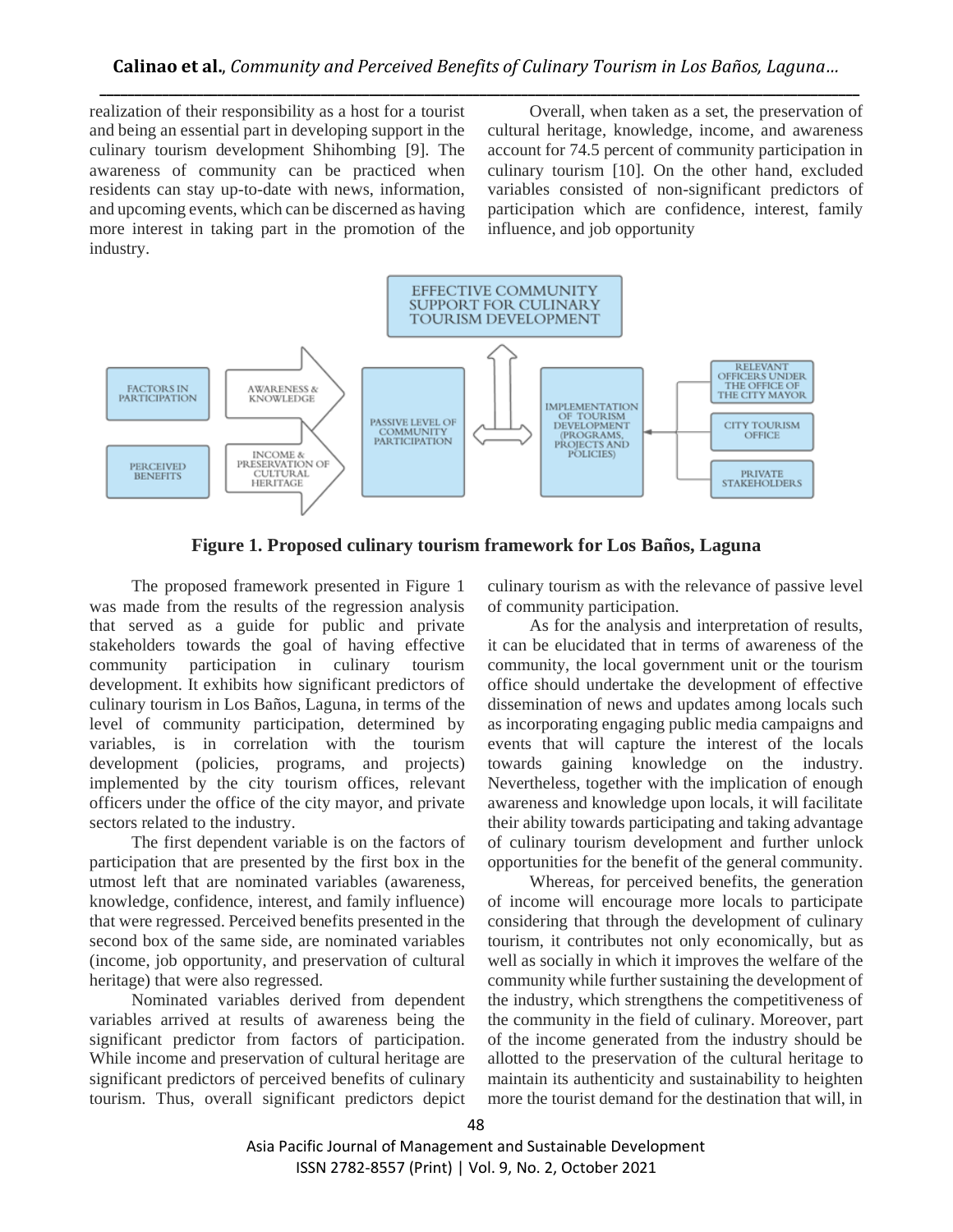realization of their responsibility as a host for a tourist and being an essential part in developing support in the culinary tourism development Shihombing [9]. The awareness of community can be practiced when residents can stay up-to-date with news, information, and upcoming events, which can be discerned as having more interest in taking part in the promotion of the industry.

Overall, when taken as a set, the preservation of cultural heritage, knowledge, income, and awareness account for 74.5 percent of community participation in culinary tourism [10]. On the other hand, excluded variables consisted of non-significant predictors of participation which are confidence, interest, family influence, and job opportunity

**Figure 1. Proposed culinary tourism framework for Los Baños, Laguna**

The proposed framework presented in Figure 1 was made from the results of the regression analysis that served as a guide for public and private stakeholders towards the goal of having effective community participation in culinary tourism development. It exhibits how significant predictors of culinary tourism in Los Baños, Laguna, in terms of the level of community participation, determined by variables, is in correlation with the tourism development (policies, programs, and projects) implemented by the city tourism offices, relevant officers under the office of the city mayor, and private sectors related to the industry.

The first dependent variable is on the factors of participation that are presented by the first box in the utmost left that are nominated variables (awareness, knowledge, confidence, interest, and family influence) that were regressed. Perceived benefits presented in the second box of the same side, are nominated variables (income, job opportunity, and preservation of cultural heritage) that were also regressed.

Nominated variables derived from dependent variables arrived at results of awareness being the significant predictor from factors of participation. While income and preservation of cultural heritage are significant predictors of perceived benefits of culinary tourism. Thus, overall significant predictors depict culinary tourism as with the relevance of passive level of community participation.

As for the analysis and interpretation of results, it can be elucidated that in terms of awareness of the community, the local government unit or the tourism office should undertake the development of effective dissemination of news and updates among locals such as incorporating engaging public media campaigns and events that will capture the interest of the locals towards gaining knowledge on the industry. Nevertheless, together with the implication of enough awareness and knowledge upon locals, it will facilitate their ability towards participating and taking advantage of culinary tourism development and further unlock opportunities for the benefit of the general community.

Whereas, for perceived benefits, the generation of income will encourage more locals to participate considering that through the development of culinary tourism, it contributes not only economically, but as well as socially in which it improves the welfare of the community while further sustaining the development of the industry, which strengthens the competitiveness of the community in the field of culinary. Moreover, part of the income generated from the industry should be allotted to the preservation of the cultural heritage to maintain its authenticity and sustainability to heighten more the tourist demand for the destination that will, in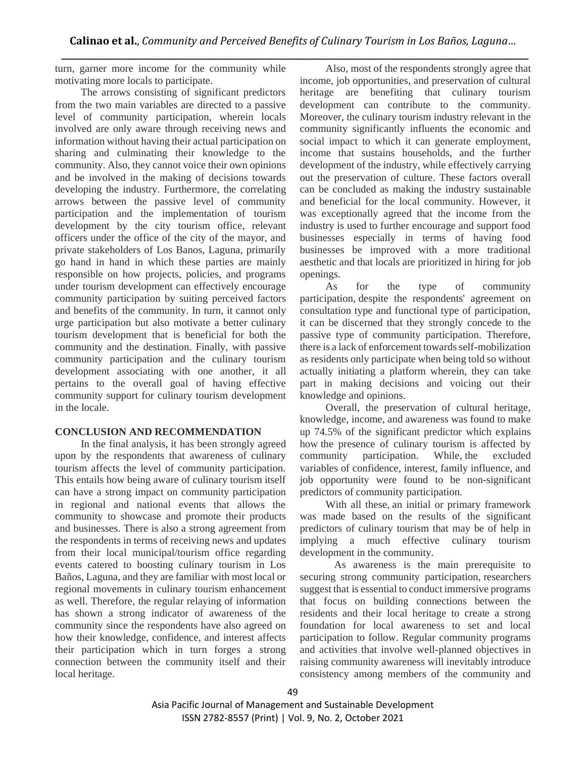turn, garner more income for the community while motivating more locals to participate.

The arrows consisting of significant predictors from the two main variables are directed to a passive level of community participation, wherein locals involved are only aware through receiving news and information without having their actual participation on sharing and culminating their knowledge to the community. Also, they cannot voice their own opinions and be involved in the making of decisions towards developing the industry. Furthermore, the correlating arrows between the passive level of community participation and the implementation of tourism development by the city tourism office, relevant officers under the office of the city of the mayor, and private stakeholders of Los Banos, Laguna, primarily go hand in hand in which these parties are mainly responsible on how projects, policies, and programs under tourism development can effectively encourage community participation by suiting perceived factors and benefits of the community. In turn, it cannot only urge participation but also motivate a better culinary tourism development that is beneficial for both the community and the destination. Finally, with passive community participation and the culinary tourism development associating with one another, it all pertains to the overall goal of having effective community support for culinary tourism development in the locale.

## CONCLUSION AND RECOMMENDATION

In the final analysis, it has been strongly agreed upon by the respondents that awareness of culinary tourism affects the level of community participation. This entails how being aware of culinary tourism itself can have a strong impact on community participation in regional and national events that allows the community to showcase and promote their products and businesses. There is also a strong agreement from the respondents in terms of receiving news and updates from their local municipal/tourism office regarding events catered to boosting culinary tourism in Los Baños, Laguna, and they are familiar with most local or regional movements in culinary tourism enhancement as well. Therefore, the regular relaying of information has shown a strong indicator of awareness of the community since the respondents have also agreed on how their knowledge, confidence, and interest affects their participation which in turn forges a strong connection between the community itself and their local heritage.

Also, most of the respondents strongly agree that income, job opportunities, and preservation of cultural heritage are benefiting that culinary tourism development can contribute to the community. Moreover, the culinary tourism industry relevant in the community significantly influents the economic and social impact to which it can generate employment, income that sustains households, and the further development of the industry, while effectively carrying out the preservation of culture. These factors overall can be concluded as making the industry sustainable and beneficial for the local community. However, it was exceptionally agreed that the income from the industry is used to further encourage and support food businesses especially in terms of having food businesses be improved with a more traditional aesthetic and that locals are prioritized in hiring for job openings.

As for the type of community participation, despite the respondents' agreement on consultation type and functional type of participation, it can be discerned that they strongly concede to the passive type of community participation. Therefore, there is a lack of enforcement towards self-mobilization as residents only participate when being told so without actually initiating a platform wherein, they can take part in making decisions and voicing out their knowledge and opinions.

Overall, the preservation of cultural heritage, knowledge, income, and awareness was found to make up 74.5% of the significant predictor which explains how the presence of culinary tourism is affected by community participation. While, the excluded variables of confidence, interest, family influence, and job opportunity were found to be non-significant predictors of community participation.

With all these, an initial or primary framework was made based on the results of the significant predictors of culinary tourism that may be of help in implying a much effective culinary tourism development in the community.

As awareness is the main prerequisite to securing strong community participation, researchers suggest that is essential to conduct immersive programs that focus on building connections between the residents and their local heritage to create a strong foundation for local awareness to set and local participation to follow. Regular community programs and activities that involve well-planned objectives in raising community awareness will inevitably introduce consistency among members of the community and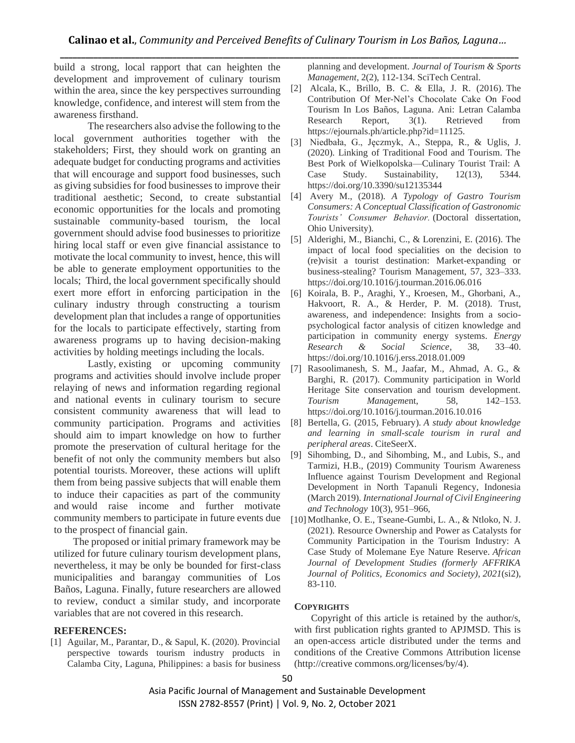build a strong, local rapport that can heighten the development and improvement of culinary tourism within the area, since the key perspectives surrounding knowledge, confidence, and interest will stem from the awareness firsthand.

The researchers also advise the following to the local government authorities together with the stakeholders; First, they should work on granting an adequate budget for conducting programs and activities that will encourage and support food businesses, such as giving subsidies for food businesses to improve their traditional aesthetic; Second, to create substantial economic opportunities for the locals and promoting sustainable community-based tourism, the local government should advise food businesses to prioritize hiring local staff or even give financial assistance to motivate the local community to invest, hence, this will be able to generate employment opportunities to the locals; Third, the local government specifically should exert more effort in enforcing participation in the culinary industry through constructing a tourism development plan that includes a range of opportunities for the locals to participate effectively, starting from awareness programs up to having decision-making activities by holding meetings including the locals.

Lastly, existing or upcoming community programs and activities should involve include proper relaying of news and information regarding regional and national events in culinary tourism to secure consistent community awareness that will lead to community participation. Programs and activities should aim to impart knowledge on how to further promote the preservation of cultural heritage for the benefit of not only the community members but also potential tourists. Moreover, these actions will uplift them from being passive subjects that will enable them to induce their capacities as part of the community and would raise income and further motivate community members to participate in future events due to the prospect of financial gain.

The proposed or initial primary framework may be utilized for future culinary tourism development plans, nevertheless, it may be only be bounded for first-class municipalities and barangay communities of Los Baños, Laguna. Finally, future researchers are allowed to review, conduct a similar study, and incorporate variables that are not covered in this research.

## REFERENCES:

[1] Aguilar, M., Parantar, D., & Sapul, K. (2020). Provincial perspective towards tourism industry products in Calamba City, Laguna, Philippines: a basis for business planning and development. *Journal of Tourism & Sports Management*, 2(2), 112-134. SciTech Central.

[2] Alcala, K., Brillo, B. C. & Ella, J. R. (2016). The Contribution Of Mer-Nel's Chocolate Cake On Food Tourism In Los Baños, Laguna. Ani: Letran Calamba Research Report, 3(1). Retrieved from https://ejournals.ph/article.php?id=11125.

[3] Niedbała, G., Jęczmyk, A., Steppa, R., & Uglis, J. (2020). Linking of Traditional Food and Tourism. The Best Pork of Wielkopolska—Culinary Tourist Trail: A Case Study. Sustainability, 12(13), 5344. https://doi.org/10.3390/su12135344

[4] Avery M., (2018). *A Typology of Gastro Tourism Consumers: A Conceptual Classification of Gastronomic Tourists' Consumer Behavior.* (Doctoral dissertation, Ohio University).

[5] Alderighi, M., Bianchi, C., & Lorenzini, E. (2016). The impact of local food specialities on the decision to (re)visit a tourist destination: Market-expanding or business-stealing? Tourism Management, 57, 323–333. https://doi.org/10.1016/j.tourman.2016.06.016

[6] Koirala, B. P., Araghi, Y., Kroesen, M., Ghorbani, A., Hakvoort, R. A., & Herder, P. M. (2018). Trust, awareness, and independence: Insights from a socio-psychological factor analysis of citizen knowledge and participation in community energy systems. *Energy Research & Social Science*, 38, 33–40. https://doi.org/10.1016/j.erss.2018.01.009

[7] Rasoolimanesh, S. M., Jaafar, M., Ahmad, A. G., & Barghi, R. (2017). Community participation in World Heritage Site conservation and tourism development. *Tourism Management*, 58, 142–153. https://doi.org/10.1016/j.tourman.2016.10.016

[8] Bertella, G. (2015, February). *A study about knowledge and learning in small-scale tourism in rural and peripheral areas*. CiteSeerX.

[9] Sihombing, D., and Sihombing, M., and Lubis, S., and Tarmizi, H.B., (2019) Community Tourism Awareness Influence against Tourism Development and Regional Development in North Tapanuli Regency, Indonesia (March 2019). *International Journal of Civil Engineering and Technology* 10(3), 951–966,

[10] Motlhanke, O. E., Tseane-Gumbi, L. A., & Ntloko, N. J. (2021). Resource Ownership and Power as Catalysts for Community Participation in the Tourism Industry: A Case Study of Molemane Eye Nature Reserve. *African Journal of Development Studies (formerly AFFRIKA Journal of Politics, Economics and Society)*, *2021*(si2), 83-110.

## COPYRIGHTS

Copyright of this article is retained by the author/s, with first publication rights granted to APJMSD. This is an open-access article distributed under the terms and conditions of the Creative Commons Attribution license (http://creative commons.org/licenses/by/4).